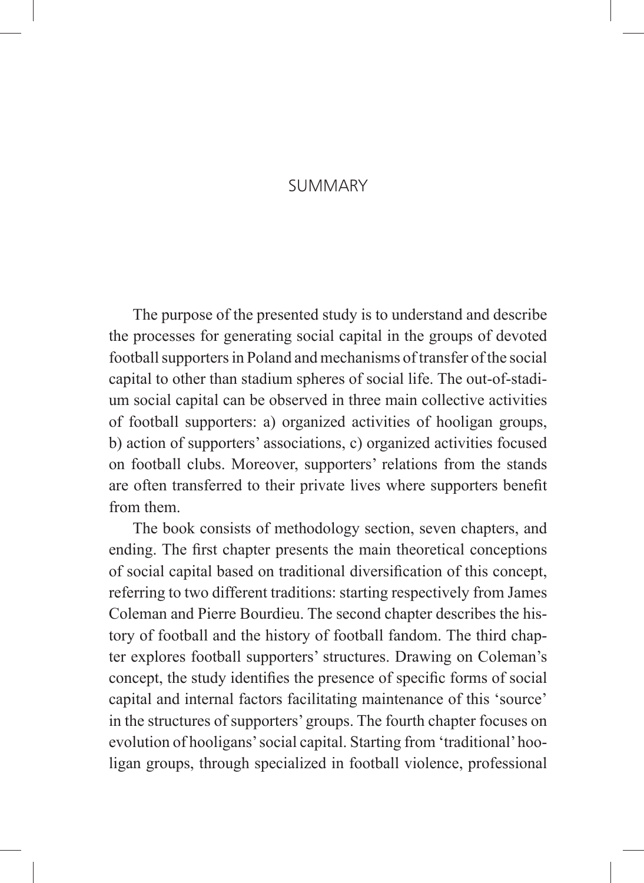# SUMMARY

The purpose of the presented study is to understand and describe the processes for generating social capital in the groups of devoted football supporters in Poland and mechanisms of transfer of the social capital to other than stadium spheres of social life. The out-of-stadium social capital can be observed in three main collective activities of football supporters: a) organized activities of hooligan groups, b) action of supporters' associations, c) organized activities focused on football clubs. Moreover, supporters' relations from the stands are often transferred to their private lives where supporters benefit from them.

The book consists of methodology section, seven chapters, and ending. The first chapter presents the main theoretical conceptions of social capital based on traditional diversification of this concept, referring to two different traditions: starting respectively from James Coleman and Pierre Bourdieu. The second chapter describes the history of football and the history of football fandom. The third chapter explores football supporters' structures. Drawing on Coleman's concept, the study identifies the presence of specific forms of social capital and internal factors facilitating maintenance of this 'source' in the structures of supporters' groups. The fourth chapter focuses on evolution of hooligans' social capital. Starting from 'traditional' hooligan groups, through specialized in football violence, professional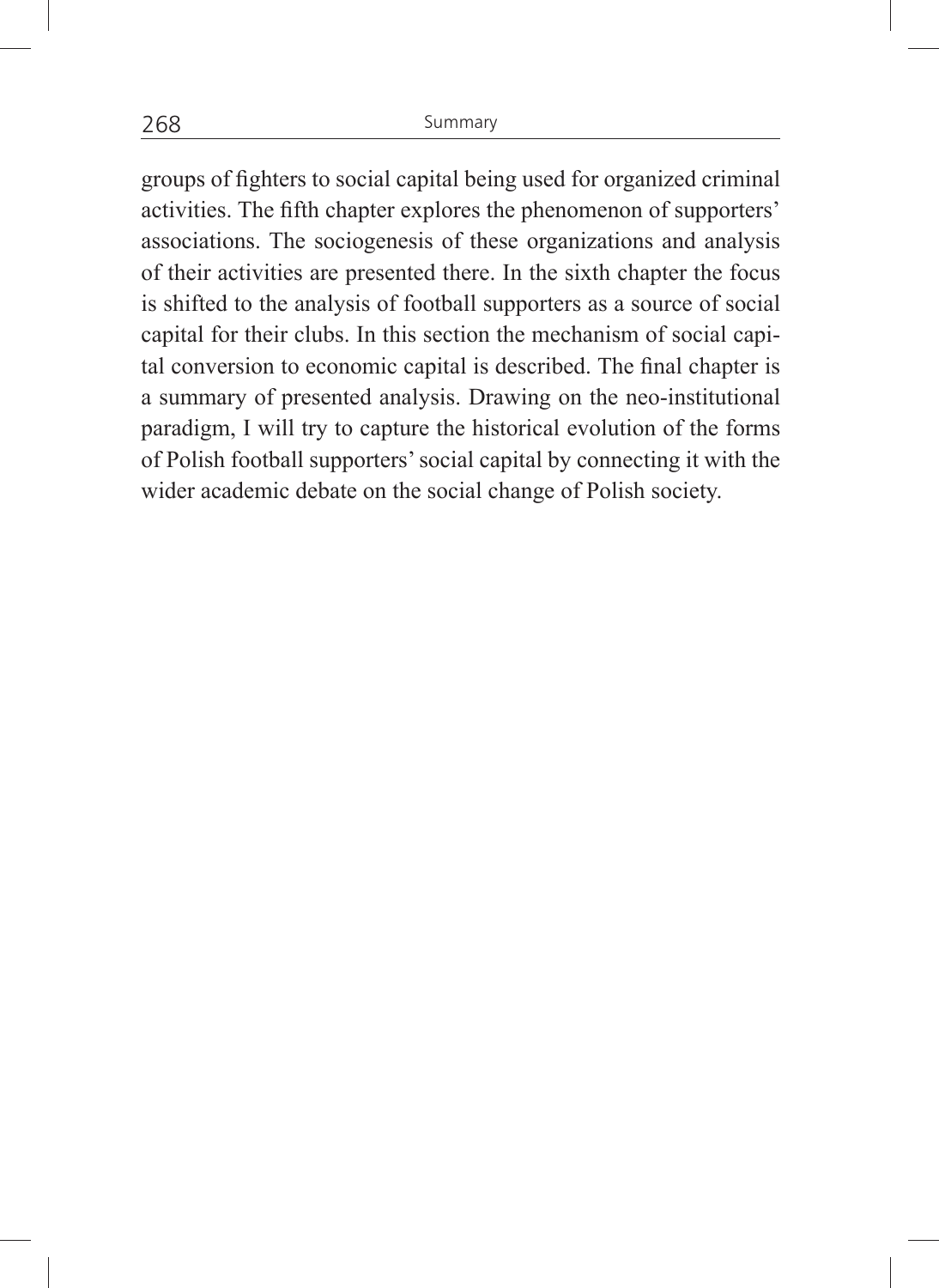groups of fighters to social capital being used for organized criminal activities. The fifth chapter explores the phenomenon of supporters' associations. The sociogenesis of these organizations and analysis of their activities are presented there. In the sixth chapter the focus is shifted to the analysis of football supporters as a source of social capital for their clubs. In this section the mechanism of social capital conversion to economic capital is described. The final chapter is a summary of presented analysis. Drawing on the neo-institutional paradigm, I will try to capture the historical evolution of the forms of Polish football supporters' social capital by connecting it with the wider academic debate on the social change of Polish society.